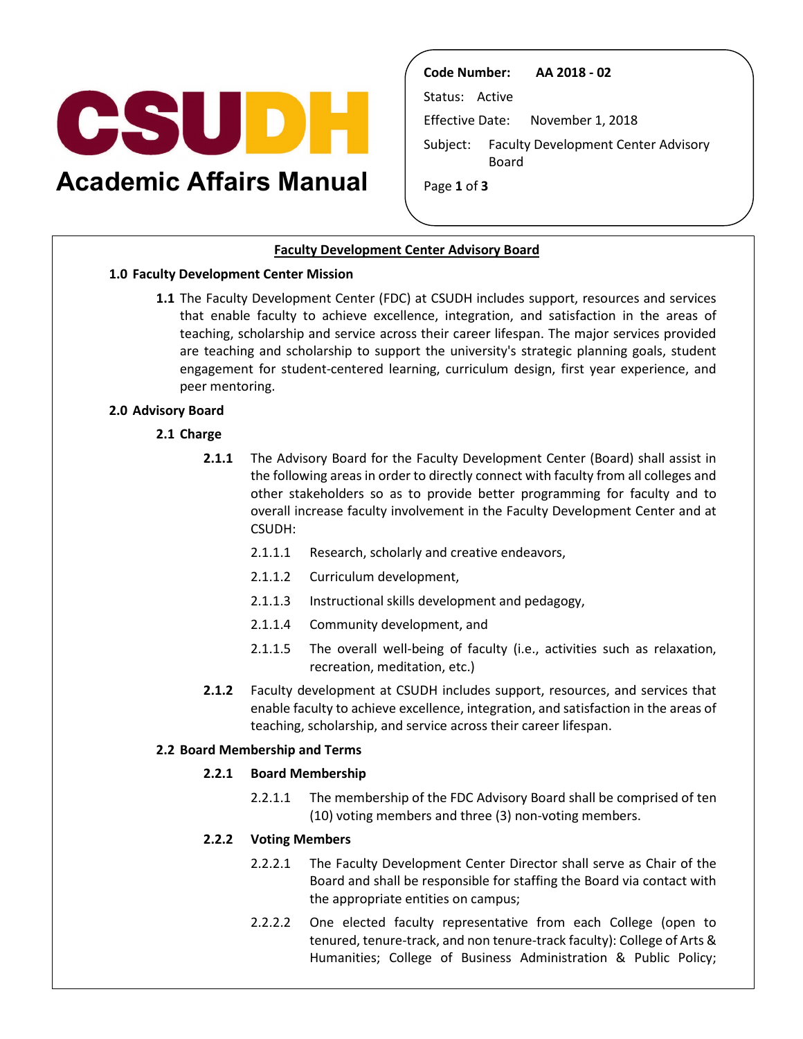# CSUDH Academic Affairs Manual

**Code Number:** AA 2018 - 02

Status: Active

Effective Date: November 1, 2018

Subject: Faculty Development Center Advisory Board

## Faculty Development Center Advisory Board

### 1.0 Faculty Development Center Mission

**1.1** The Faculty Development Center (FDC) at CSUDH includes support, resources and services that enable faculty to achieve excellence, integration, and satisfaction in the areas of teaching, scholarship and service across their career lifespan. The major services provided are teaching and scholarship to support the university's strategic planning goals, student engagement for student-centered learning, curriculum design, first year experience, and peer mentoring.

### 2.0 Advisory Board

#### 2.1 Charge

**2.1.1** The Advisory Board for the Faculty Development Center (Board) shall assist in the following areas in order to directly connect with faculty from all colleges and other stakeholders so as to provide better programming for faculty and to overall increase faculty involvement in the Faculty Development Center and at CSUDH:

- 2.1.1.1 Research, scholarly and creative endeavors,
- 2.1.1.2 Curriculum development,
- 2.1.1.3 Instructional skills development and pedagogy,
- 2.1.1.4 Community development, and
- 2.1.1.5 The overall well-being of faculty (i.e., activities such as relaxation, recreation, meditation, etc.)

**2.1.2** Faculty development at CSUDH includes support, resources, and services that enable faculty to achieve excellence, integration, and satisfaction in the areas of teaching, scholarship, and service across their career lifespan.

#### 2.2 Board Membership and Terms

**2.2.1 Board Membership**

2.2.1.1 The membership of the FDC Advisory Board shall be comprised of ten (10) voting members and three (3) non-voting members.

**2.2.2 Voting Members**

2.2.2.1 The Faculty Development Center Director shall serve as Chair of the Board and shall be responsible for staffing the Board via contact with the appropriate entities on campus;

2.2.2.2 One elected faculty representative from each College (open to tenured, tenure-track, and non tenure-track faculty): College of Arts & Humanities; College of Business Administration & Public Policy;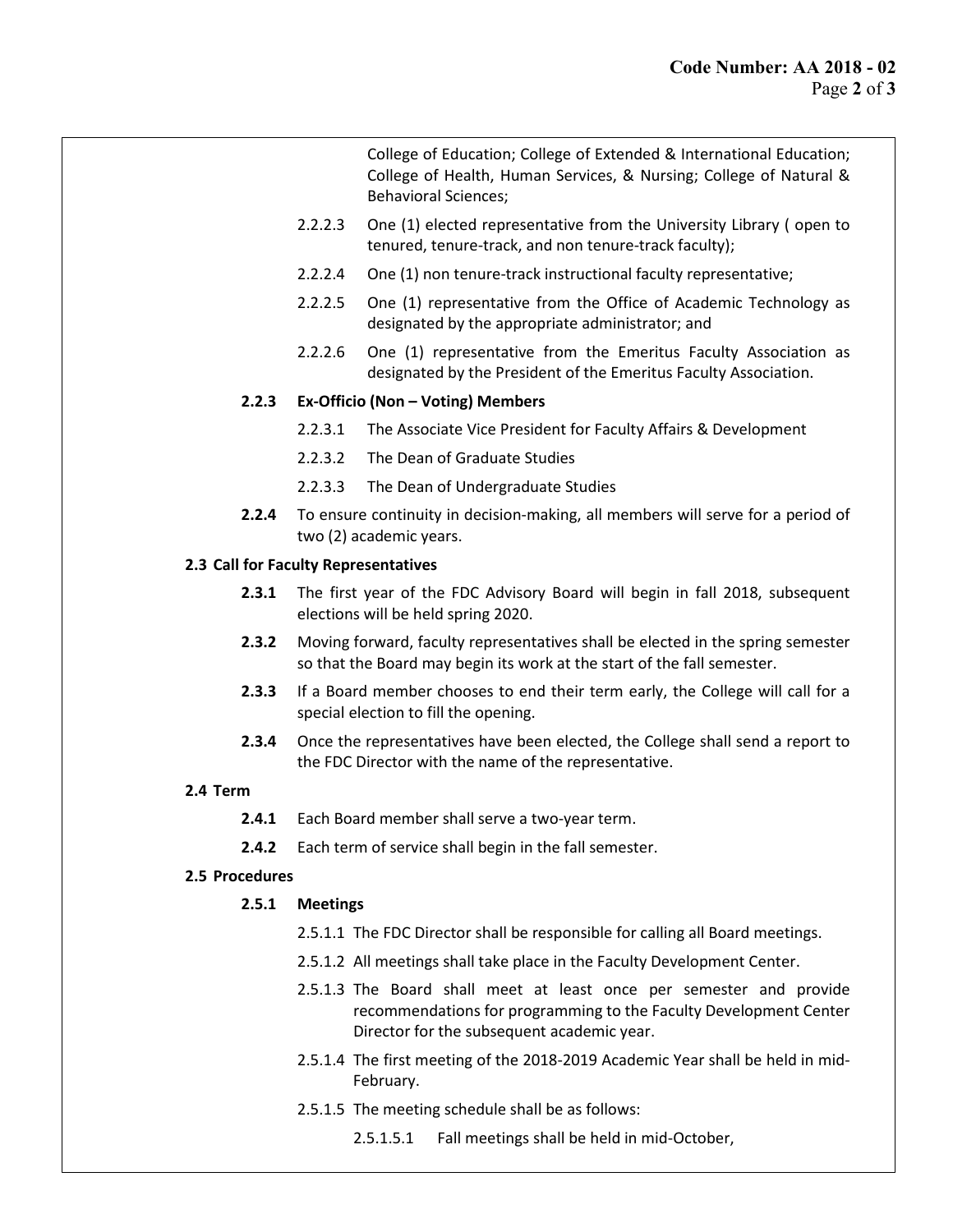College of Education; College of Extended & International Education; College of Health, Human Services, & Nursing; College of Natural & Behavioral Sciences;

2.2.2.3 One (1) elected representative from the University Library ( open to tenured, tenure-track, and non tenure-track faculty);

2.2.2.4 One (1) non tenure-track instructional faculty representative;

2.2.2.5 One (1) representative from the Office of Academic Technology as designated by the appropriate administrator; and

2.2.2.6 One (1) representative from the Emeritus Faculty Association as designated by the President of the Emeritus Faculty Association.

**2.2.3 Ex-Officio (Non – Voting) Members**

2.2.3.1 The Associate Vice President for Faculty Affairs & Development

2.2.3.2 The Dean of Graduate Studies

2.2.3.3 The Dean of Undergraduate Studies

**2.2.4** To ensure continuity in decision-making, all members will serve for a period of two (2) academic years.

**2.3 Call for Faculty Representatives**

**2.3.1** The first year of the FDC Advisory Board will begin in fall 2018, subsequent elections will be held spring 2020.

**2.3.2** Moving forward, faculty representatives shall be elected in the spring semester so that the Board may begin its work at the start of the fall semester.

**2.3.3** If a Board member chooses to end their term early, the College will call for a special election to fill the opening.

**2.3.4** Once the representatives have been elected, the College shall send a report to the FDC Director with the name of the representative.

**2.4 Term**

**2.4.1** Each Board member shall serve a two-year term.

**2.4.2** Each term of service shall begin in the fall semester.

**2.5 Procedures**

**2.5.1 Meetings**

2.5.1.1 The FDC Director shall be responsible for calling all Board meetings.

2.5.1.2 All meetings shall take place in the Faculty Development Center.

2.5.1.3 The Board shall meet at least once per semester and provide recommendations for programming to the Faculty Development Center Director for the subsequent academic year.

2.5.1.4 The first meeting of the 2018-2019 Academic Year shall be held in mid-February.

2.5.1.5 The meeting schedule shall be as follows:

2.5.1.5.1 Fall meetings shall be held in mid-October,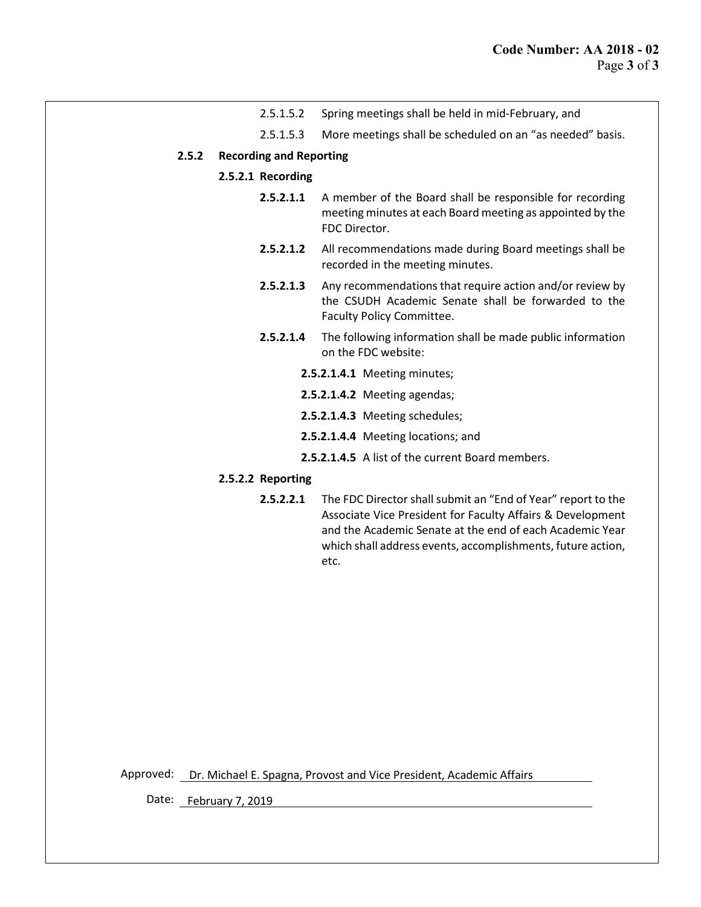2.5.1.5.2 Spring meetings shall be held in mid-February, and

2.5.1.5.3 More meetings shall be scheduled on an "as needed" basis.

**2.5.2 Recording and Reporting**

**2.5.2.1 Recording**

**2.5.2.1.1** A member of the Board shall be responsible for recording meeting minutes at each Board meeting as appointed by the FDC Director.

**2.5.2.1.2** All recommendations made during Board meetings shall be recorded in the meeting minutes.

**2.5.2.1.3** Any recommendations that require action and/or review by the CSUDH Academic Senate shall be forwarded to the Faculty Policy Committee.

**2.5.2.1.4** The following information shall be made public information on the FDC website:

**2.5.2.1.4.1** Meeting minutes;

**2.5.2.1.4.2** Meeting agendas;

**2.5.2.1.4.3** Meeting schedules;

**2.5.2.1.4.4** Meeting locations; and

**2.5.2.1.4.5** A list of the current Board members.

**2.5.2.2 Reporting**

**2.5.2.2.1** The FDC Director shall submit an "End of Year" report to the Associate Vice President for Faculty Affairs & Development and the Academic Senate at the end of each Academic Year which shall address events, accomplishments, future action, etc.

Approved: Dr. Michael E. Spagna, Provost and Vice President, Academic Affairs

Date: February 7, 2019